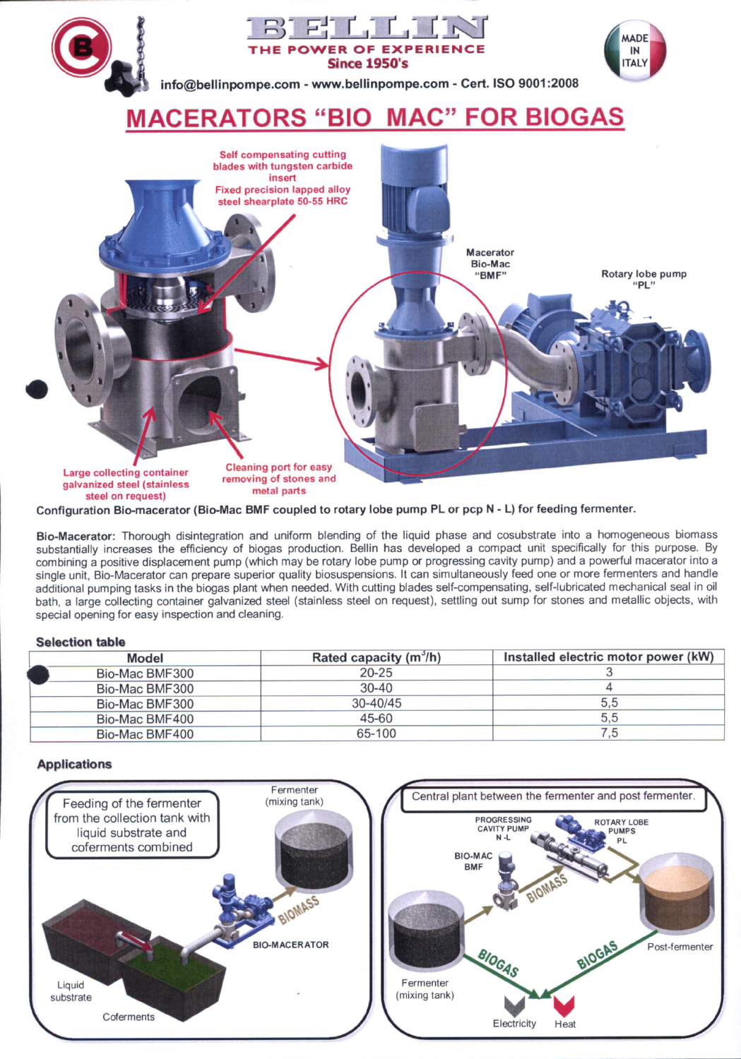BELLIN
THE POWER OF EXPERIENCE
Since 1950's

info@bellinpompe.com - www.bellinpompe.com - Cert. ISO 9001:2008

MADE IN ITALY

# MACERATORS "BIO MAC" FOR BIOGAS

Self compensating cutting blades with tungsten carbide insert
Fixed precision lapped alloy steel shearplate 50-55 HRC

Macerator Bio-Mac "BMF"

Rotary lobe pump "PL"

Large collecting container galvanized steel (stainless steel on request)

Cleaning port for easy removing of stones and metal parts

**Configuration Bio-macerator (Bio-Mac BMF coupled to rotary lobe pump PL or pcp N - L) for feeding fermenter.**

**Bio-Macerator:** Thorough disintegration and uniform blending of the liquid phase and cosubstrate into a homogeneous biomass substantially increases the efficiency of biogas production. Bellin has developed a compact unit specifically for this purpose. By combining a positive displacement pump (which may be rotary lobe pump or progressing cavity pump) and a powerful macerator into a single unit, Bio-Macerator can prepare superior quality biosuspensions. It can simultaneously feed one or more fermenters and handle additional pumping tasks in the biogas plant when needed. With cutting blades self-compensating, self-lubricated mechanical seal in oil bath, a large collecting container galvanized steel (stainless steel on request), settling out sump for stones and metallic objects, with special opening for easy inspection and cleaning.

### Selection table

| Model | Rated capacity ($m^3/h$) | Installed electric motor power (kW) |
|---|---|---|
| Bio-Mac BMF300 | 20-25 | 3 |
| Bio-Mac BMF300 | 30-40 | 4 |
| Bio-Mac BMF300 | 30-40/45 | 5,5 |
| Bio-Mac BMF400 | 45-60 | 5,5 |
| Bio-Mac BMF400 | 65-100 | 7,5 |

### Applications

Feeding of the fermenter from the collection tank with liquid substrate and coferments combined

Fermenter (mixing tank)

BIOMASS

BIO-MACERATOR

Liquid substrate

Coferments

Central plant between the fermenter and post fermenter.

PROGRESSING CAVITY PUMP N-L

ROTARY LOBE PUMPS PL

BIO-MAC BMF

BIOMASS

Fermenter (mixing tank)

BIOGAS

BIOGAS

Post-fermenter

Electricity

Heat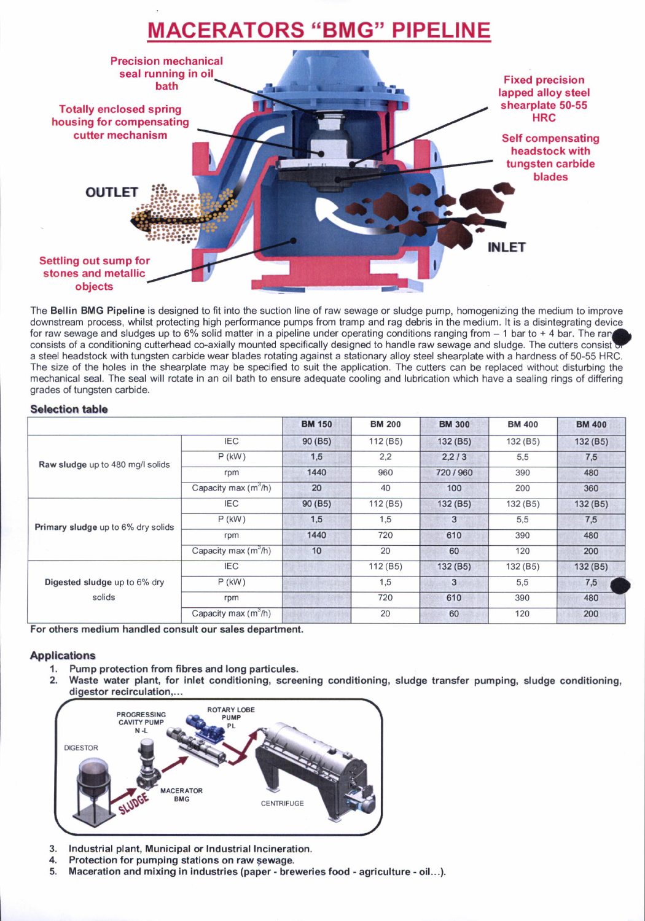# MACERATORS "BMG" PIPELINE

Precision mechanical seal running in oil bath

Totally enclosed spring housing for compensating cutter mechanism

OUTLET

Settling out sump for stones and metallic objects

Fixed precision lapped alloy steel shearplate 50-55 HRC

Self compensating headstock with tungsten carbide blades

INLET

The **Bellin BMG Pipeline** is designed to fit into the suction line of raw sewage or sludge pump, homogenizing the medium to improve downstream process, whilst protecting high performance pumps from tramp and rag debris in the medium. It is a disintegrating device for raw sewage and sludges up to 6% solid matter in a pipeline under operating conditions ranging from – 1 bar to + 4 bar. The range consists of a conditioning cutterhead co-axially mounted specifically designed to handle raw sewage and sludge. The cutters consist of a steel headstock with tungsten carbide wear blades rotating against a stationary alloy steel shearplate with a hardness of 50-55 HRC. The size of the holes in the shearplate may be specified to suit the application. The cutters can be replaced without disturbing the mechanical seal. The seal will rotate in an oil bath to ensure adequate cooling and lubrication which have a sealing rings of differing grades of tungsten carbide.

## Selection table

| | | BM 150 | BM 200 | BM 300 | BM 400 | BM 400 |
|---|---|---|---|---|---|---|
| **Raw sludge** up to 480 mg/l solids | IEC | 90 (B5) | 112 (B5) | 132 (B5) | 132 (B5) | 132 (B5) |
| | P (kW) | 1,5 | 2,2 | 2,2 / 3 | 5,5 | 7,5 |
| | rpm | 1440 | 960 | 720 / 960 | 390 | 480 |
| | Capacity max ($m^3/h$) | 20 | 40 | 100 | 200 | 360 |
| **Primary sludge** up to 6% dry solids | IEC | 90 (B5) | 112 (B5) | 132 (B5) | 132 (B5) | 132 (B5) |
| | P (kW) | 1,5 | 1,5 | 3 | 5,5 | 7,5 |
| | rpm | 1440 | 720 | 610 | 390 | 480 |
| | Capacity max ($m^3/h$) | 10 | 20 | 60 | 120 | 200 |
| **Digested sludge** up to 6% dry solids | IEC | | 112 (B5) | 132 (B5) | 132 (B5) | 132 (B5) |
| | P (kW) | | 1,5 | 3 | 5,5 | 7,5 |
| | rpm | | 720 | 610 | 390 | 480 |
| | Capacity max ($m^3/h$) | | 20 | 60 | 120 | 200 |

**For others medium handled consult our sales department.**

## Applications

1. **Pump protection from fibres and long particules.**
2. **Waste water plant, for inlet conditioning, screening conditioning, sludge transfer pumping, sludge conditioning, digestor recirculation,...**

DIGESTOR

PROGRESSING CAVITY PUMP N-L

ROTARY LOBE PUMP PL

SLUDGE

MACERATOR BMG

CENTRIFUGE

3. **Industrial plant, Municipal or Industrial Incineration.**
4. **Protection for pumping stations on raw sewage.**
5. **Maceration and mixing in industries (paper - breweries food - agriculture - oil...).**